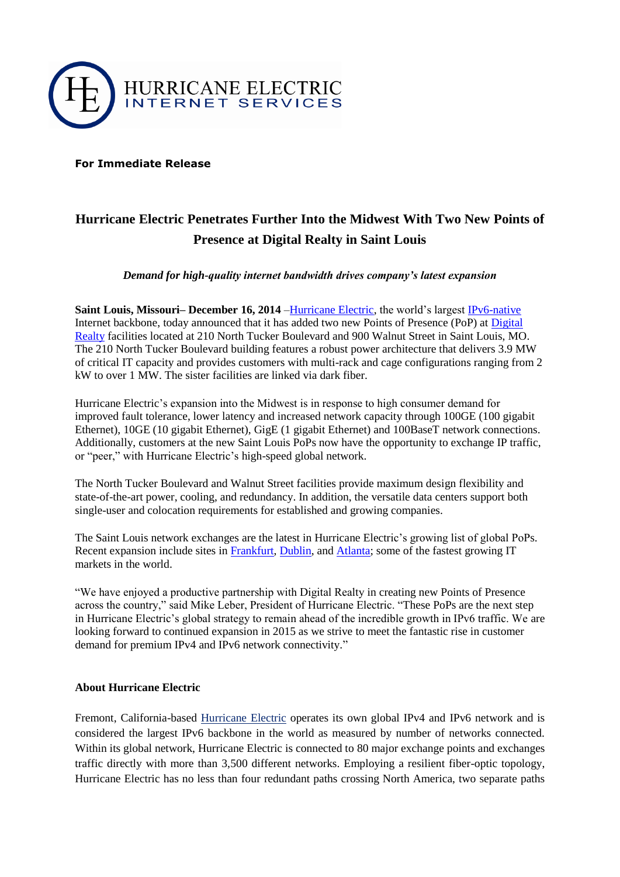HURRICANE ELECTRIC
INTERNET SERVICES

**For Immediate Release**

# Hurricane Electric Penetrates Further Into the Midwest With Two New Points of Presence at Digital Realty in Saint Louis

***Demand for high-quality internet bandwidth drives company's latest expansion***

**Saint Louis, Missouri– December 16, 2014** –Hurricane Electric, the world's largest IPv6-native Internet backbone, today announced that it has added two new Points of Presence (PoP) at Digital Realty facilities located at 210 North Tucker Boulevard and 900 Walnut Street in Saint Louis, MO. The 210 North Tucker Boulevard building features a robust power architecture that delivers 3.9 MW of critical IT capacity and provides customers with multi-rack and cage configurations ranging from 2 kW to over 1 MW. The sister facilities are linked via dark fiber.

Hurricane Electric's expansion into the Midwest is in response to high consumer demand for improved fault tolerance, lower latency and increased network capacity through 100GE (100 gigabit Ethernet), 10GE (10 gigabit Ethernet), GigE (1 gigabit Ethernet) and 100BaseT network connections. Additionally, customers at the new Saint Louis PoPs now have the opportunity to exchange IP traffic, or "peer," with Hurricane Electric's high-speed global network.

The North Tucker Boulevard and Walnut Street facilities provide maximum design flexibility and state-of-the-art power, cooling, and redundancy. In addition, the versatile data centers support both single-user and colocation requirements for established and growing companies.

The Saint Louis network exchanges are the latest in Hurricane Electric's growing list of global PoPs. Recent expansion include sites in Frankfurt, Dublin, and Atlanta; some of the fastest growing IT markets in the world.

"We have enjoyed a productive partnership with Digital Realty in creating new Points of Presence across the country," said Mike Leber, President of Hurricane Electric. "These PoPs are the next step in Hurricane Electric's global strategy to remain ahead of the incredible growth in IPv6 traffic. We are looking forward to continued expansion in 2015 as we strive to meet the fantastic rise in customer demand for premium IPv4 and IPv6 network connectivity."

## About Hurricane Electric

Fremont, California-based Hurricane Electric operates its own global IPv4 and IPv6 network and is considered the largest IPv6 backbone in the world as measured by number of networks connected. Within its global network, Hurricane Electric is connected to 80 major exchange points and exchanges traffic directly with more than 3,500 different networks. Employing a resilient fiber-optic topology, Hurricane Electric has no less than four redundant paths crossing North America, two separate paths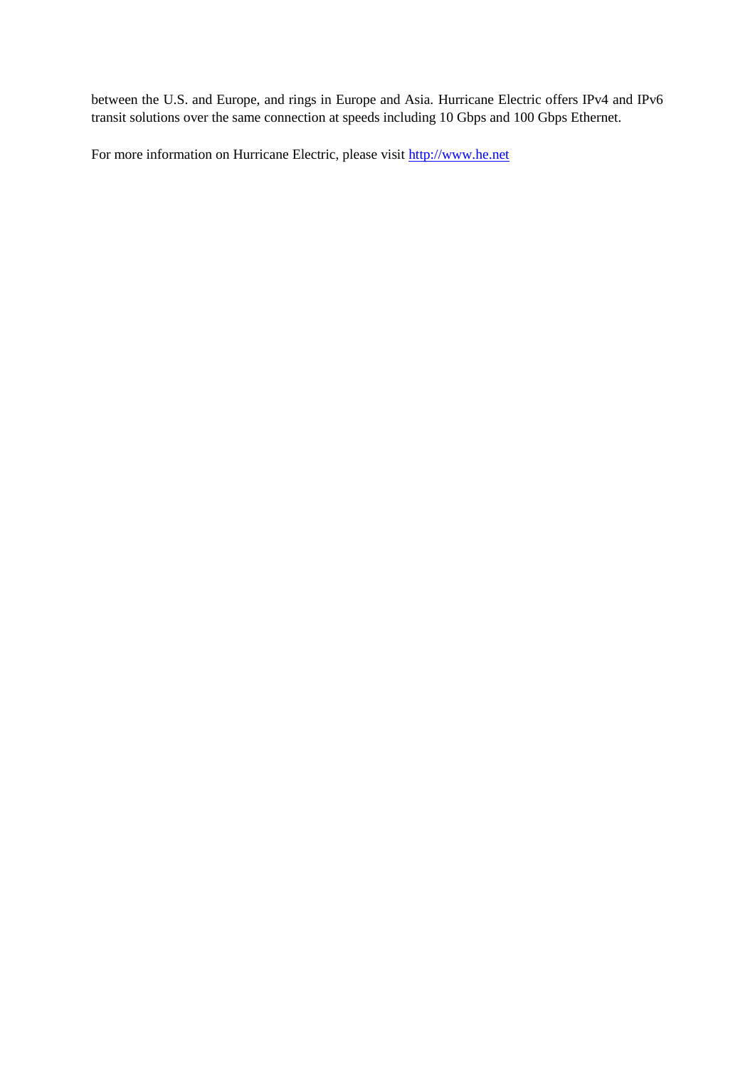between the U.S. and Europe, and rings in Europe and Asia. Hurricane Electric offers IPv4 and IPv6 transit solutions over the same connection at speeds including 10 Gbps and 100 Gbps Ethernet.

For more information on Hurricane Electric, please visit [http://www.he.net](http://www.he.net)